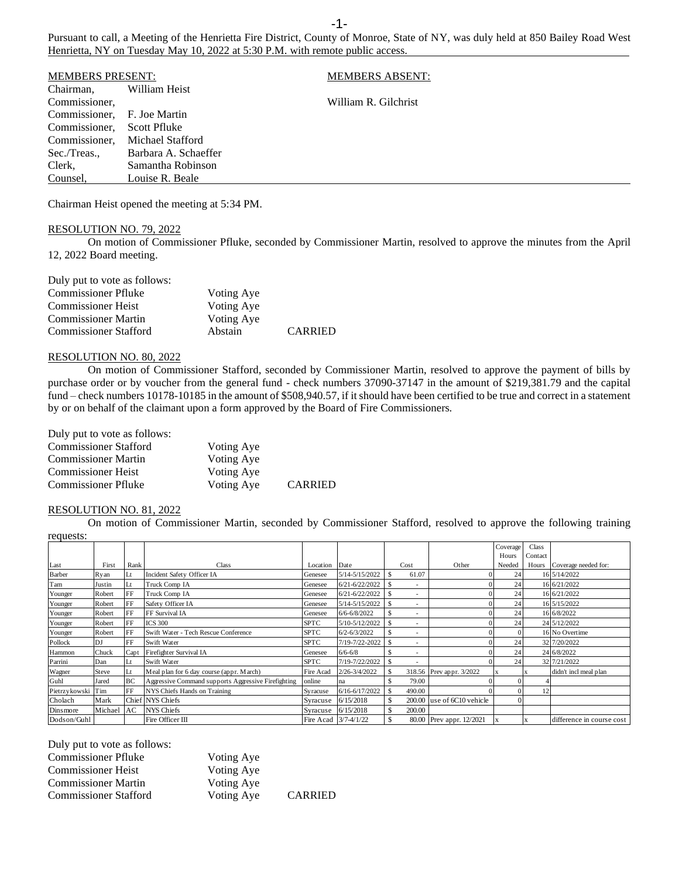Pursuant to call, a Meeting of the Henrietta Fire District, County of Monroe, State of NY, was duly held at 850 Bailey Road West Henrietta, NY on Tuesday May 10, 2022 at 5:30 P.M. with remote public access.

| MEMBERS PRESENT: | | MEMBERS ABSENT: |
|---|---|---|
| Chairman, | William Heist | |
| Commissioner, | | William R. Gilchrist |
| Commissioner, | F. Joe Martin | |
| Commissioner, | Scott Pfluke | |
| Commissioner, | Michael Stafford | |
| Sec./Treas., | Barbara A. Schaeffer | |
| Clerk, | Samantha Robinson | |
| Counsel, | Louise R. Beale | |

Chairman Heist opened the meeting at 5:34 PM.

RESOLUTION NO. 79, 2022

On motion of Commissioner Pfluke, seconded by Commissioner Martin, resolved to approve the minutes from the April 12, 2022 Board meeting.

Duly put to vote as follows:

| | | |
|---|---|---|
| Commissioner Pfluke | Voting Aye | |
| Commissioner Heist | Voting Aye | |
| Commissioner Martin | Voting Aye | |
| Commissioner Stafford | Abstain | CARRIED |

RESOLUTION NO. 80, 2022

On motion of Commissioner Stafford, seconded by Commissioner Martin, resolved to approve the payment of bills by purchase order or by voucher from the general fund - check numbers 37090-37147 in the amount of $219,381.79 and the capital fund – check numbers 10178-10185 in the amount of $508,940.57, if it should have been certified to be true and correct in a statement by or on behalf of the claimant upon a form approved by the Board of Fire Commissioners.

Duly put to vote as follows:

| | | |
|---|---|---|
| Commissioner Stafford | Voting Aye | |
| Commissioner Martin | Voting Aye | |
| Commissioner Heist | Voting Aye | |
| Commissioner Pfluke | Voting Aye | CARRIED |

RESOLUTION NO. 81, 2022

On motion of Commissioner Martin, seconded by Commissioner Stafford, resolved to approve the following training requests:

| Last | First | Rank | Class | Location | Date | Cost | Other | Coverage Hours Needed | Class Contact Hours | Coverage needed for: |
|---|---|---|---|---|---|---|---|---|---|---|
| Barber | Ryan | Lt | Incident Safety Officer IA | Genesee | 5/14-5/15/2022 | $ 61.07 | 0 | 24 | 16 | 5/14/2022 |
| Tam | Justin | Lt | Truck Comp IA | Genesee | 6/21-6/22/2022 | $ - | 0 | 24 | 16 | 6/21/2022 |
| Younger | Robert | FF | Truck Comp IA | Genesee | 6/21-6/22/2022 | $ - | 0 | 24 | 16 | 6/21/2022 |
| Younger | Robert | FF | Safety Officer IA | Genesee | 5/14-5/15/2022 | $ - | 0 | 24 | 16 | 5/15/2022 |
| Younger | Robert | FF | FF Survival IA | Genesee | 6/6-6/8/2022 | $ - | 0 | 24 | 16 | 6/8/2022 |
| Younger | Robert | FF | ICS 300 | SPTC | 5/10-5/12/2022 | $ - | 0 | 24 | 24 | 5/12/2022 |
| Younger | Robert | FF | Swift Water - Tech Rescue Conference | SPTC | 6/2-6/3/2022 | $ - | 0 | 0 | 16 | No Overtime |
| Pollock | DJ | FF | Swift Water | SPTC | 7/19-7/22-2022 | $ - | 0 | 24 | 32 | 7/20/2022 |
| Hammon | Chuck | Capt | Firefighter Survival IA | Genesee | 6/6-6/8 | $ - | 0 | 24 | 24 | 6/8/2022 |
| Parrini | Dan | Lt | Swift Water | SPTC | 7/19-7/22/2022 | $ - | 0 | 24 | 32 | 7/21/2022 |
| Wagner | Steve | Lt | Meal plan for 6 day course (appr. March) | Fire Acad | 2/26-3/4/2022 | $ 318.56 | Prev appr. 3/2022 | x | x | didn't incl meal plan |
| Guhl | Jared | BC | Aggressive Command supports Aggressive Firefighting | online | na | $ 79.00 | 0 | 0 | 4 | |
| Pietrzykowski | Tim | FF | NYS Chiefs Hands on Training | Syracuse | 6/16-6/17/2022 | $ 490.00 | 0 | 0 | 12 | |
| Cholach | Mark | Chief | NYS Chiefs | Syracuse | 6/15/2018 | $ 200.00 | use of 6C10 vehicle | 0 | | |
| Dinsmore | Michael | AC | NYS Chiefs | Syracuse | 6/15/2018 | $ 200.00 | | | | |
| Dodson/Guhl | | | Fire Officer III | Fire Acad | 3/7-4/1/22 | $ 80.00 | Prev appr. 12/2021 | x | x | difference in course cost |

Duly put to vote as follows:

| | | |
|---|---|---|
| Commissioner Pfluke | Voting Aye | |
| Commissioner Heist | Voting Aye | |
| Commissioner Martin | Voting Aye | |
| Commissioner Stafford | Voting Aye | CARRIED |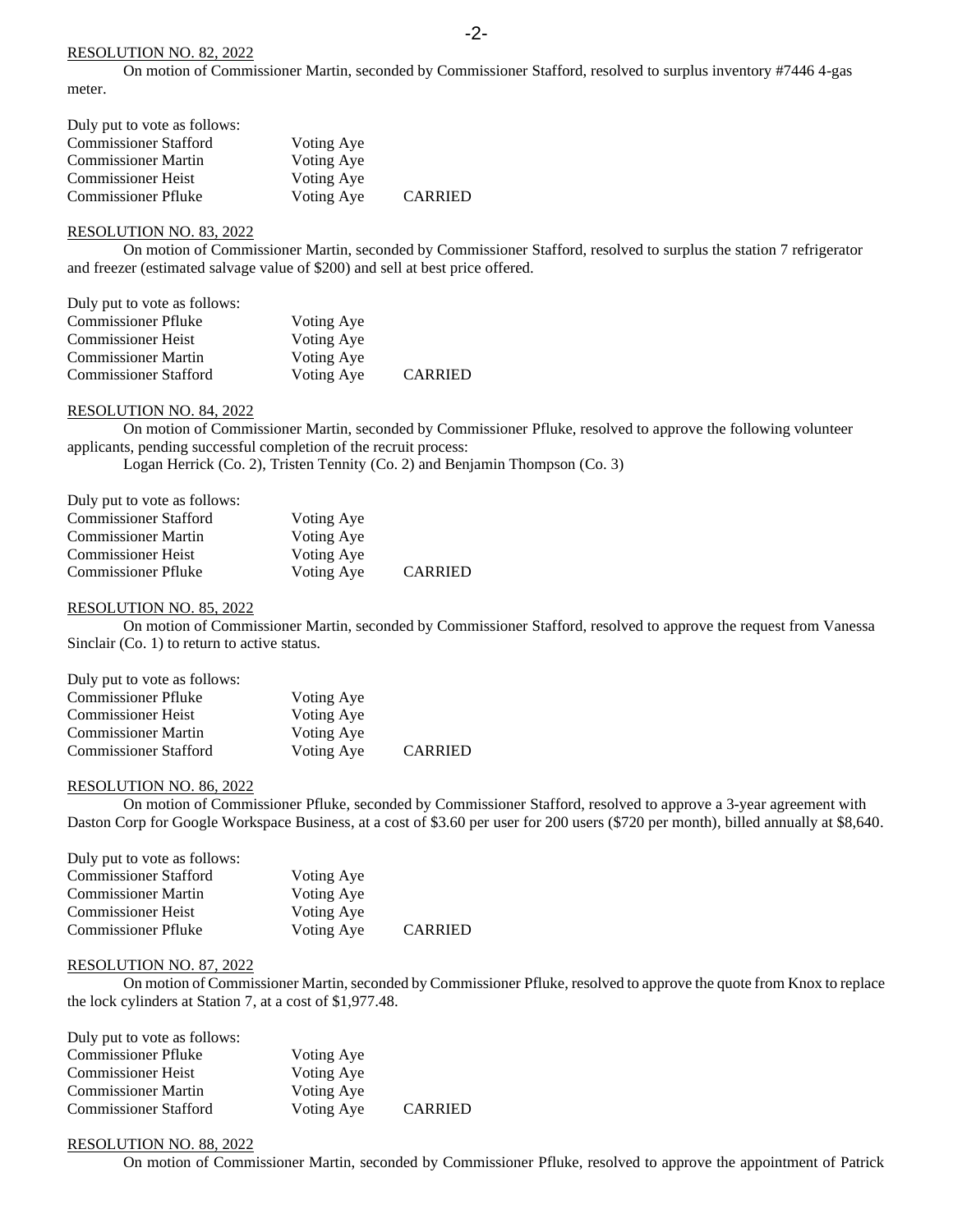<u>RESOLUTION NO. 82, 2022</u>

On motion of Commissioner Martin, seconded by Commissioner Stafford, resolved to surplus inventory #7446 4-gas meter.

Duly put to vote as follows:

| | | |
|---|---|---|
| Commissioner Stafford | Voting Aye | |
| Commissioner Martin | Voting Aye | |
| Commissioner Heist | Voting Aye | |
| Commissioner Pfluke | Voting Aye | CARRIED |

<u>RESOLUTION NO. 83, 2022</u>

On motion of Commissioner Martin, seconded by Commissioner Stafford, resolved to surplus the station 7 refrigerator and freezer (estimated salvage value of $200) and sell at best price offered.

Duly put to vote as follows:

| | | |
|---|---|---|
| Commissioner Pfluke | Voting Aye | |
| Commissioner Heist | Voting Aye | |
| Commissioner Martin | Voting Aye | |
| Commissioner Stafford | Voting Aye | CARRIED |

<u>RESOLUTION NO. 84, 2022</u>

On motion of Commissioner Martin, seconded by Commissioner Pfluke, resolved to approve the following volunteer applicants, pending successful completion of the recruit process:

Logan Herrick (Co. 2), Tristen Tennity (Co. 2) and Benjamin Thompson (Co. 3)

Duly put to vote as follows:

| | | |
|---|---|---|
| Commissioner Stafford | Voting Aye | |
| Commissioner Martin | Voting Aye | |
| Commissioner Heist | Voting Aye | |
| Commissioner Pfluke | Voting Aye | CARRIED |

<u>RESOLUTION NO. 85, 2022</u>

On motion of Commissioner Martin, seconded by Commissioner Stafford, resolved to approve the request from Vanessa Sinclair (Co. 1) to return to active status.

Duly put to vote as follows:

| | | |
|---|---|---|
| Commissioner Pfluke | Voting Aye | |
| Commissioner Heist | Voting Aye | |
| Commissioner Martin | Voting Aye | |
| Commissioner Stafford | Voting Aye | CARRIED |

<u>RESOLUTION NO. 86, 2022</u>

On motion of Commissioner Pfluke, seconded by Commissioner Stafford, resolved to approve a 3-year agreement with Daston Corp for Google Workspace Business, at a cost of $3.60 per user for 200 users ($720 per month), billed annually at $8,640.

Duly put to vote as follows:

| | | |
|---|---|---|
| Commissioner Stafford | Voting Aye | |
| Commissioner Martin | Voting Aye | |
| Commissioner Heist | Voting Aye | |
| Commissioner Pfluke | Voting Aye | CARRIED |

<u>RESOLUTION NO. 87, 2022</u>

On motion of Commissioner Martin, seconded by Commissioner Pfluke, resolved to approve the quote from Knox to replace the lock cylinders at Station 7, at a cost of $1,977.48.

Duly put to vote as follows:

| | | |
|---|---|---|
| Commissioner Pfluke | Voting Aye | |
| Commissioner Heist | Voting Aye | |
| Commissioner Martin | Voting Aye | |
| Commissioner Stafford | Voting Aye | CARRIED |

<u>RESOLUTION NO. 88, 2022</u>

On motion of Commissioner Martin, seconded by Commissioner Pfluke, resolved to approve the appointment of Patrick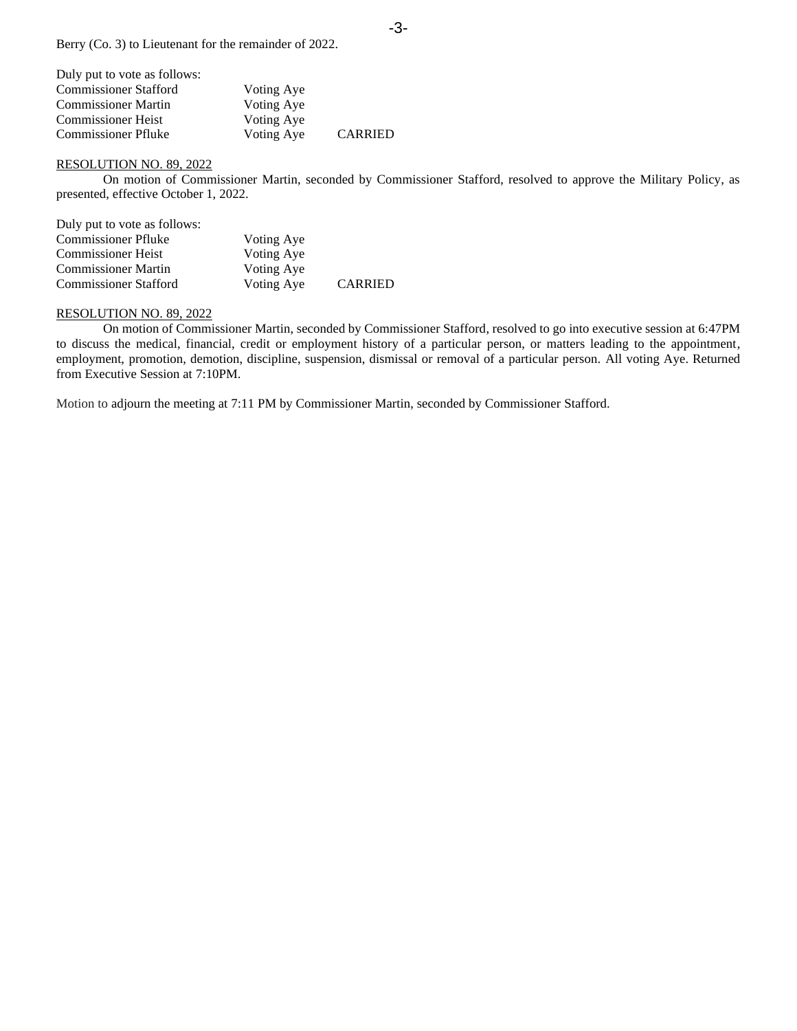Berry (Co. 3) to Lieutenant for the remainder of 2022.

Duly put to vote as follows:

| | | |
|---|---|---|
| Commissioner Stafford | Voting Aye | |
| Commissioner Martin | Voting Aye | |
| Commissioner Heist | Voting Aye | |
| Commissioner Pfluke | Voting Aye | CARRIED |

RESOLUTION NO. 89, 2022

On motion of Commissioner Martin, seconded by Commissioner Stafford, resolved to approve the Military Policy, as presented, effective October 1, 2022.

Duly put to vote as follows:

| | | |
|---|---|---|
| Commissioner Pfluke | Voting Aye | |
| Commissioner Heist | Voting Aye | |
| Commissioner Martin | Voting Aye | |
| Commissioner Stafford | Voting Aye | CARRIED |

RESOLUTION NO. 89, 2022

On motion of Commissioner Martin, seconded by Commissioner Stafford, resolved to go into executive session at 6:47PM to discuss the medical, financial, credit or employment history of a particular person, or matters leading to the appointment, employment, promotion, demotion, discipline, suspension, dismissal or removal of a particular person. All voting Aye. Returned from Executive Session at 7:10PM.

Motion to adjourn the meeting at 7:11 PM by Commissioner Martin, seconded by Commissioner Stafford.